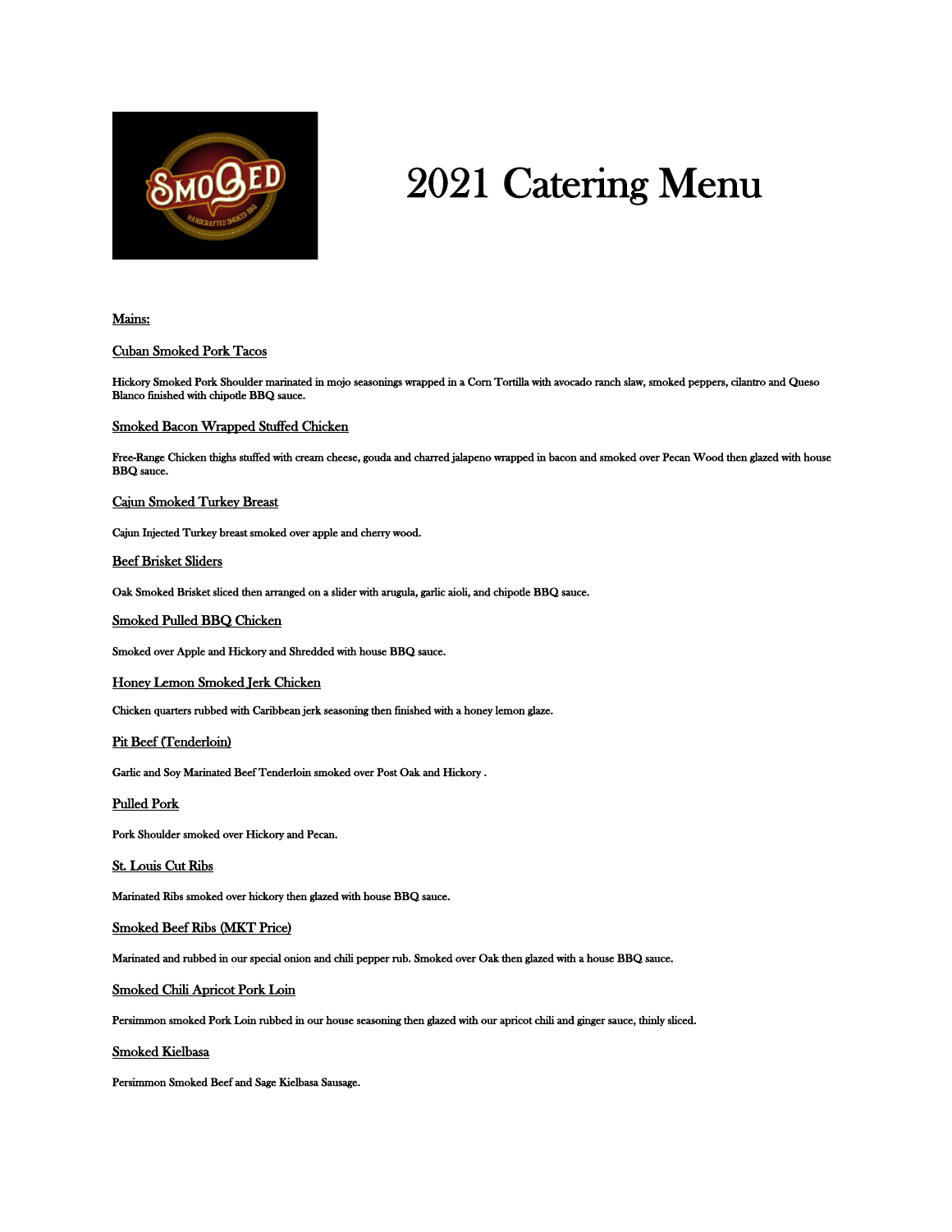# 2021 Catering Menu

## Mains:

### Cuban Smoked Pork Tacos

Hickory Smoked Pork Shoulder marinated in mojo seasonings wrapped in a Corn Tortilla with avocado ranch slaw, smoked peppers, cilantro and Queso Blanco finished with chipotle BBQ sauce.

### Smoked Bacon Wrapped Stuffed Chicken

Free-Range Chicken thighs stuffed with cream cheese, gouda and charred jalapeno wrapped in bacon and smoked over Pecan Wood then glazed with house BBQ sauce.

### Cajun Smoked Turkey Breast

Cajun Injected Turkey breast smoked over apple and cherry wood.

### Beef Brisket Sliders

Oak Smoked Brisket sliced then arranged on a slider with arugula, garlic aioli, and chipotle BBQ sauce.

### Smoked Pulled BBQ Chicken

Smoked over Apple and Hickory and Shredded with house BBQ sauce.

### Honey Lemon Smoked Jerk Chicken

Chicken quarters rubbed with Caribbean jerk seasoning then finished with a honey lemon glaze.

### Pit Beef (Tenderloin)

Garlic and Soy Marinated Beef Tenderloin smoked over Post Oak and Hickory .

### Pulled Pork

Pork Shoulder smoked over Hickory and Pecan.

### St. Louis Cut Ribs

Marinated Ribs smoked over hickory then glazed with house BBQ sauce.

### Smoked Beef Ribs (MKT Price)

Marinated and rubbed in our special onion and chili pepper rub. Smoked over Oak then glazed with a house BBQ sauce.

### Smoked Chili Apricot Pork Loin

Persimmon smoked Pork Loin rubbed in our house seasoning then glazed with our apricot chili and ginger sauce, thinly sliced.

### Smoked Kielbasa

Persimmon Smoked Beef and Sage Kielbasa Sausage.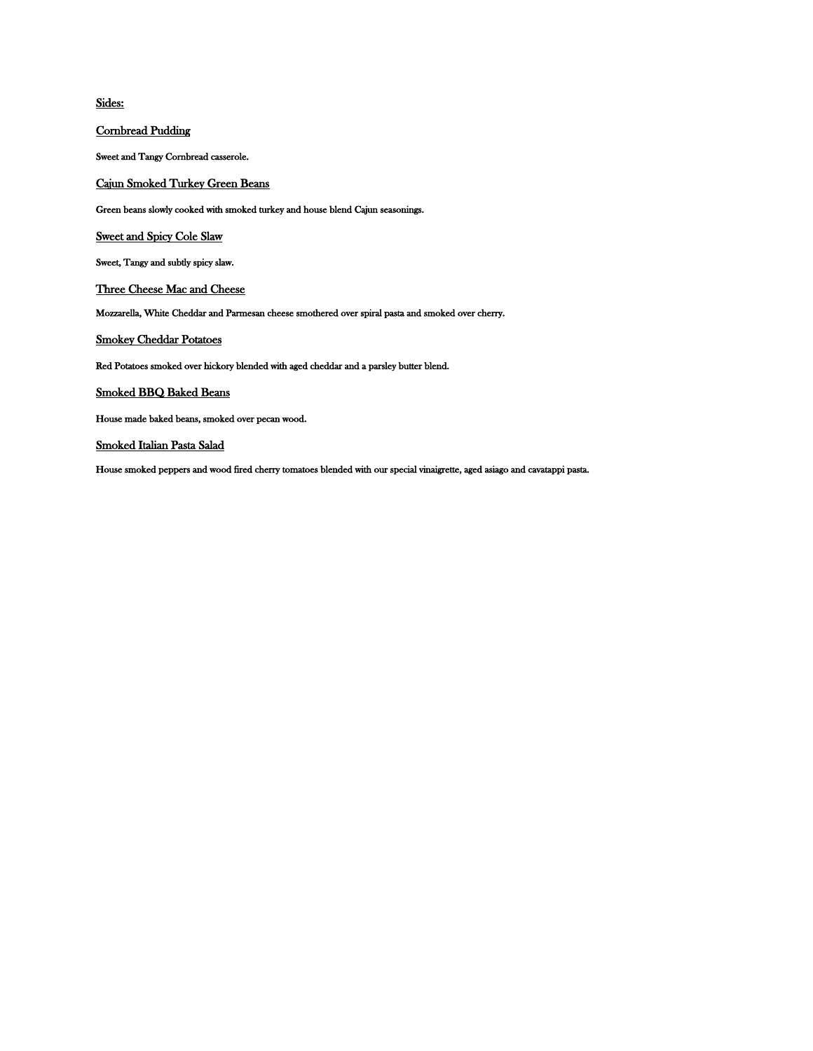## Sides:

### Cornbread Pudding

Sweet and Tangy Cornbread casserole.

### Cajun Smoked Turkey Green Beans

Green beans slowly cooked with smoked turkey and house blend Cajun seasonings.

### Sweet and Spicy Cole Slaw

Sweet, Tangy and subtly spicy slaw.

### Three Cheese Mac and Cheese

Mozzarella, White Cheddar and Parmesan cheese smothered over spiral pasta and smoked over cherry.

### Smokey Cheddar Potatoes

Red Potatoes smoked over hickory blended with aged cheddar and a parsley butter blend.

### Smoked BBQ Baked Beans

House made baked beans, smoked over pecan wood.

### Smoked Italian Pasta Salad

House smoked peppers and wood fired cherry tomatoes blended with our special vinaigrette, aged asiago and cavatappi pasta.